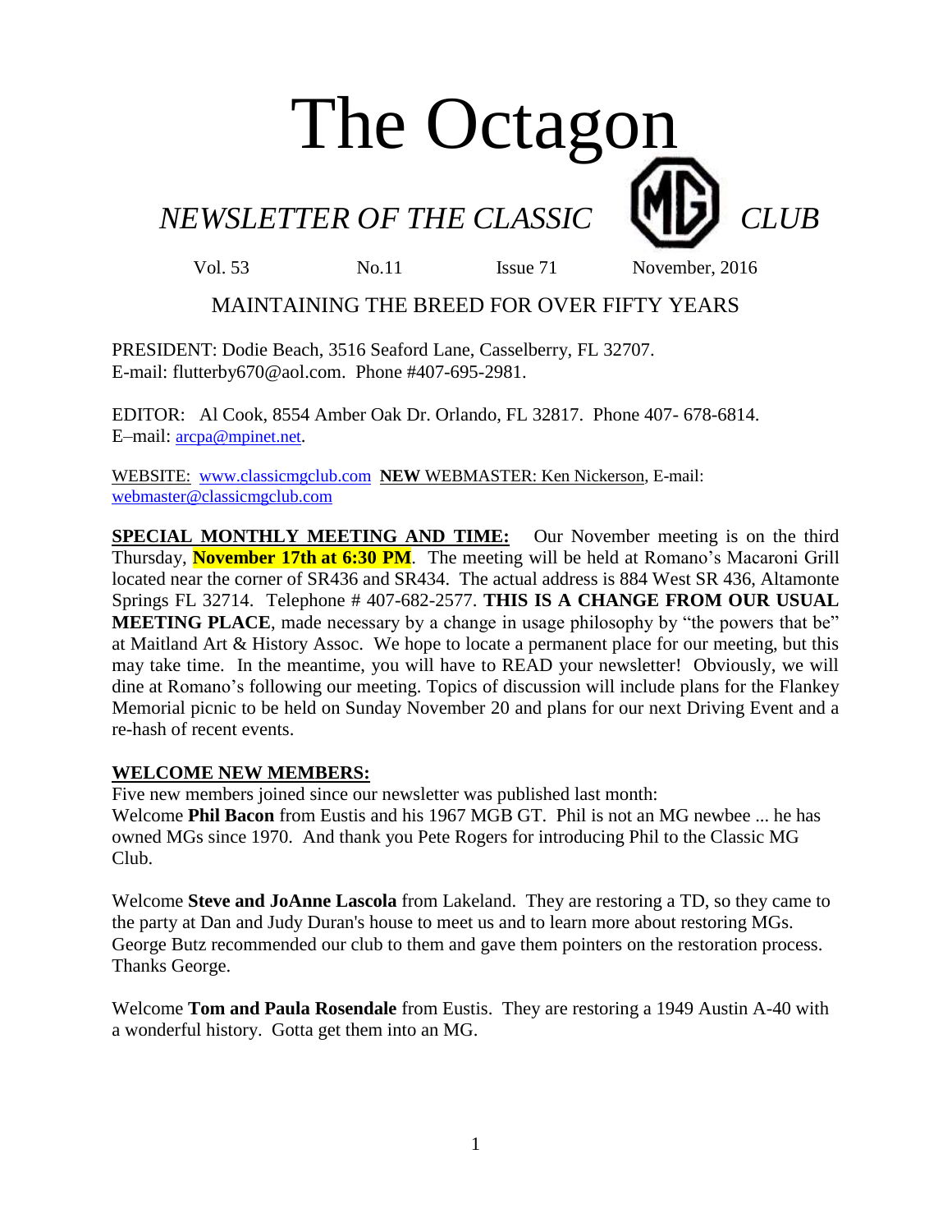# The Octagon

## *NEWSLETTER OF THE CLASSIC MG CLUB*

Vol. 53 No.11 Issue 71 November, 2016

MAINTAINING THE BREED FOR OVER FIFTY YEARS

PRESIDENT: Dodie Beach, 3516 Seaford Lane, Casselberry, FL 32707.
E-mail: flutterby670@aol.com. Phone #407-695-2981.

EDITOR: Al Cook, 8554 Amber Oak Dr. Orlando, FL 32817. Phone 407- 678-6814.
E–mail: arcpa@mpinet.net.

WEBSITE: www.classicmgclub.com **NEW** WEBMASTER: Ken Nickerson, E-mail: webmaster@classicmgclub.com

**SPECIAL MONTHLY MEETING AND TIME:** Our November meeting is on the third Thursday, **November 17th at 6:30 PM**. The meeting will be held at Romano's Macaroni Grill located near the corner of SR436 and SR434. The actual address is 884 West SR 436, Altamonte Springs FL 32714. Telephone # 407-682-2577. **THIS IS A CHANGE FROM OUR USUAL MEETING PLACE**, made necessary by a change in usage philosophy by "the powers that be" at Maitland Art & History Assoc. We hope to locate a permanent place for our meeting, but this may take time. In the meantime, you will have to READ your newsletter! Obviously, we will dine at Romano's following our meeting. Topics of discussion will include plans for the Flankey Memorial picnic to be held on Sunday November 20 and plans for our next Driving Event and a re-hash of recent events.

**WELCOME NEW MEMBERS:**

Five new members joined since our newsletter was published last month:
Welcome **Phil Bacon** from Eustis and his 1967 MGB GT. Phil is not an MG newbee ... he has owned MGs since 1970. And thank you Pete Rogers for introducing Phil to the Classic MG Club.

Welcome **Steve and JoAnne Lascola** from Lakeland. They are restoring a TD, so they came to the party at Dan and Judy Duran's house to meet us and to learn more about restoring MGs. George Butz recommended our club to them and gave them pointers on the restoration process. Thanks George.

Welcome **Tom and Paula Rosendale** from Eustis. They are restoring a 1949 Austin A-40 with a wonderful history. Gotta get them into an MG.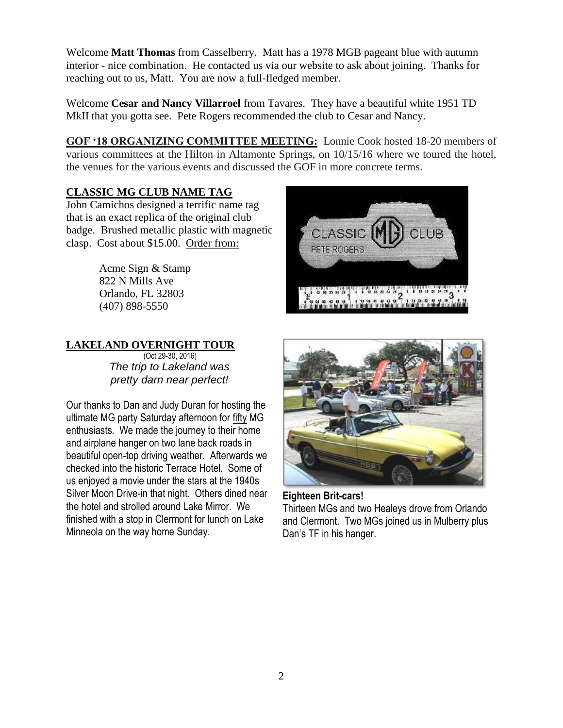Welcome **Matt Thomas** from Casselberry. Matt has a 1978 MGB pageant blue with autumn interior - nice combination. He contacted us via our website to ask about joining. Thanks for reaching out to us, Matt. You are now a full-fledged member.

Welcome **Cesar and Nancy Villarroel** from Tavares. They have a beautiful white 1951 TD MkII that you gotta see. Pete Rogers recommended the club to Cesar and Nancy.

**GOF '18 ORGANIZING COMMITTEE MEETING:** Lonnie Cook hosted 18-20 members of various committees at the Hilton in Altamonte Springs, on 10/15/16 where we toured the hotel, the venues for the various events and discussed the GOF in more concrete terms.

## CLASSIC MG CLUB NAME TAG

John Camichos designed a terrific name tag that is an exact replica of the original club badge. Brushed metallic plastic with magnetic clasp. Cost about $15.00. Order from:

Acme Sign & Stamp
822 N Mills Ave
Orlando, FL 32803
(407) 898-5550

## LAKELAND OVERNIGHT TOUR

(Oct 29-30, 2016)

*The trip to Lakeland was pretty darn near perfect!*

Our thanks to Dan and Judy Duran for hosting the ultimate MG party Saturday afternoon for fifty MG enthusiasts. We made the journey to their home and airplane hanger on two lane back roads in beautiful open-top driving weather. Afterwards we checked into the historic Terrace Hotel. Some of us enjoyed a movie under the stars at the 1940s Silver Moon Drive-in that night. Others dined near the hotel and strolled around Lake Mirror. We finished with a stop in Clermont for lunch on Lake Minneola on the way home Sunday.

**Eighteen Brit-cars!**
Thirteen MGs and two Healeys drove from Orlando and Clermont. Two MGs joined us in Mulberry plus Dan's TF in his hanger.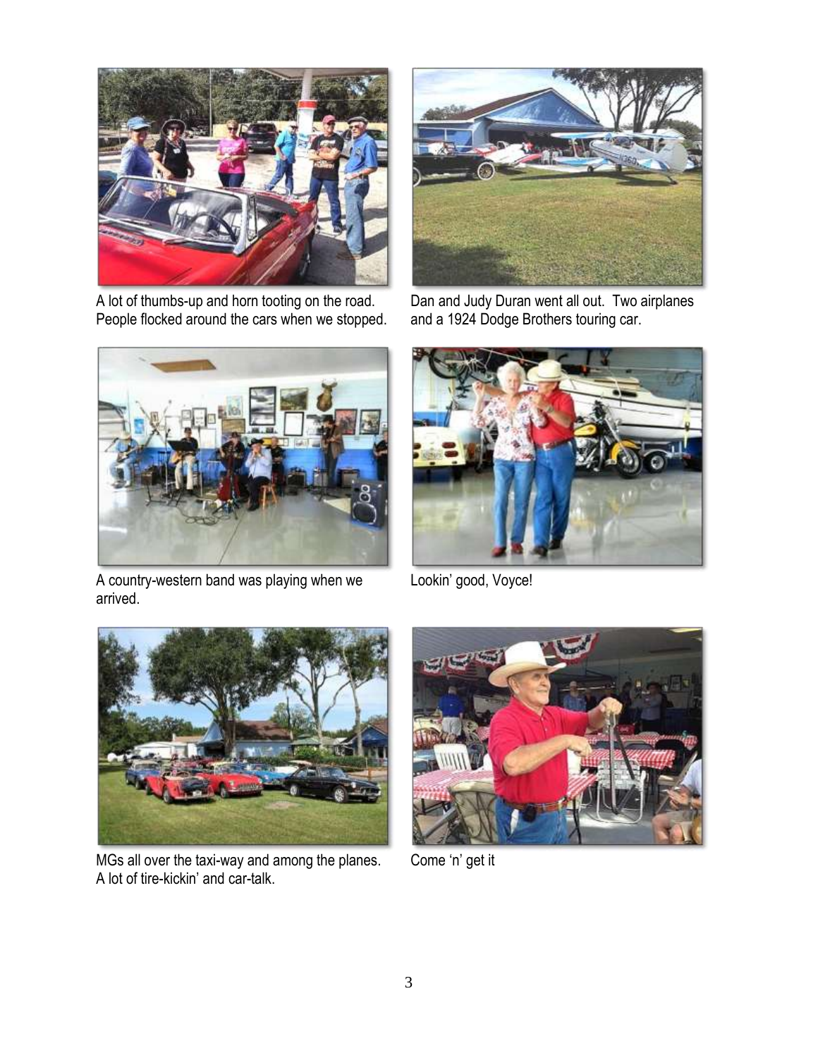A lot of thumbs-up and horn tooting on the road. People flocked around the cars when we stopped.

Dan and Judy Duran went all out. Two airplanes and a 1924 Dodge Brothers touring car.

A country-western band was playing when we arrived.

Lookin' good, Voyce!

MGs all over the taxi-way and among the planes. A lot of tire-kickin' and car-talk.

Come 'n' get it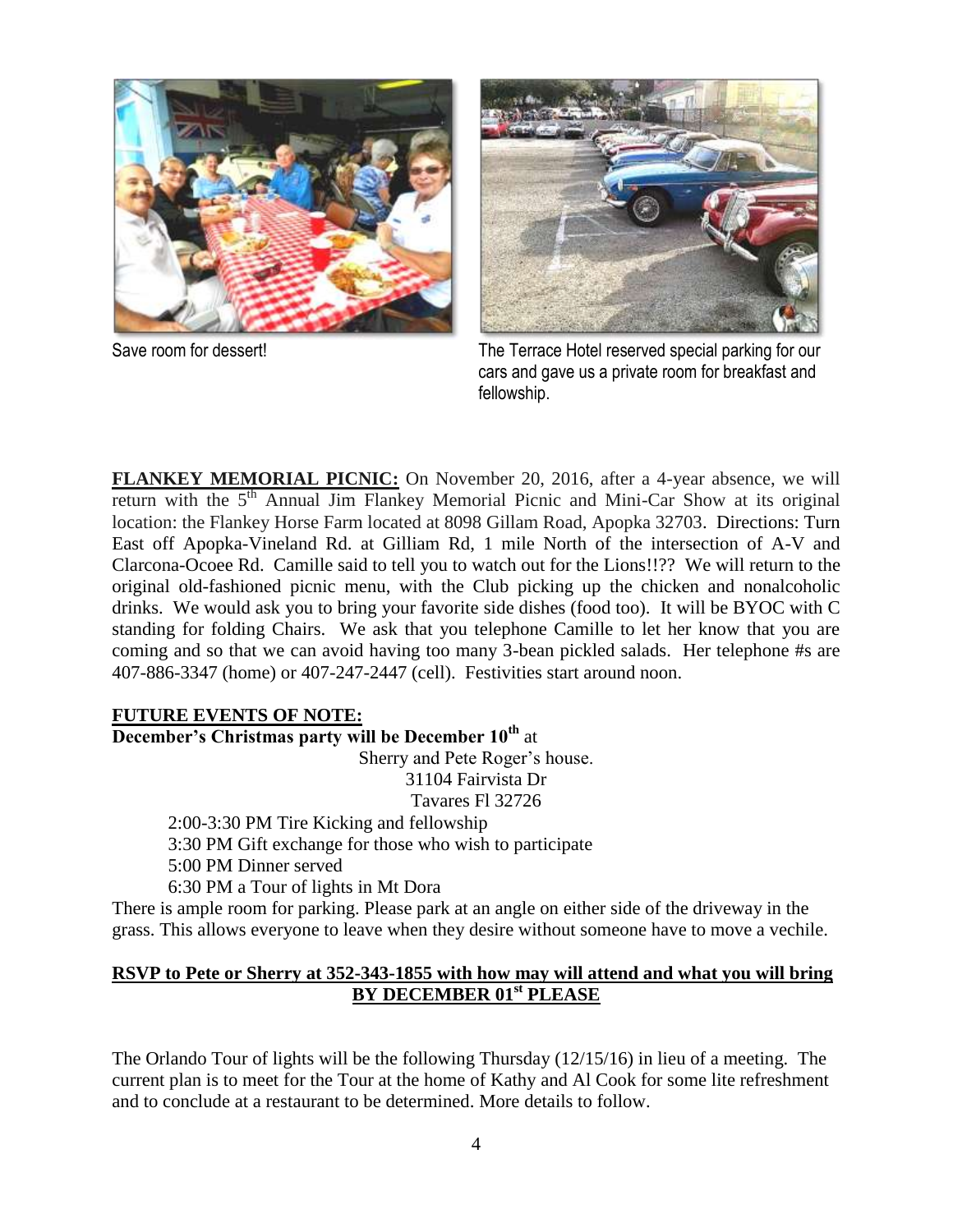Save room for dessert!

The Terrace Hotel reserved special parking for our cars and gave us a private room for breakfast and fellowship.

**FLANKEY MEMORIAL PICNIC:** On November 20, 2016, after a 4-year absence, we will return with the 5th Annual Jim Flankey Memorial Picnic and Mini-Car Show at its original location: the Flankey Horse Farm located at 8098 Gillam Road, Apopka 32703. Directions: Turn East off Apopka-Vineland Rd. at Gilliam Rd, 1 mile North of the intersection of A-V and Clarcona-Ocoee Rd. Camille said to tell you to watch out for the Lions!!?? We will return to the original old-fashioned picnic menu, with the Club picking up the chicken and nonalcoholic drinks. We would ask you to bring your favorite side dishes (food too). It will be BYOC with C standing for folding Chairs. We ask that you telephone Camille to let her know that you are coming and so that we can avoid having too many 3-bean pickled salads. Her telephone #s are 407-886-3347 (home) or 407-247-2447 (cell). Festivities start around noon.

**FUTURE EVENTS OF NOTE:**

**December's Christmas party will be December 10th** at

Sherry and Pete Roger's house.
31104 Fairvista Dr
Tavares Fl 32726

2:00-3:30 PM Tire Kicking and fellowship
3:30 PM Gift exchange for those who wish to participate
5:00 PM Dinner served
6:30 PM a Tour of lights in Mt Dora

There is ample room for parking. Please park at an angle on either side of the driveway in the grass. This allows everyone to leave when they desire without someone have to move a vechile.

**RSVP to Pete or Sherry at 352-343-1855 with how may will attend and what you will bring BY DECEMBER 01st PLEASE**

The Orlando Tour of lights will be the following Thursday (12/15/16) in lieu of a meeting. The current plan is to meet for the Tour at the home of Kathy and Al Cook for some lite refreshment and to conclude at a restaurant to be determined. More details to follow.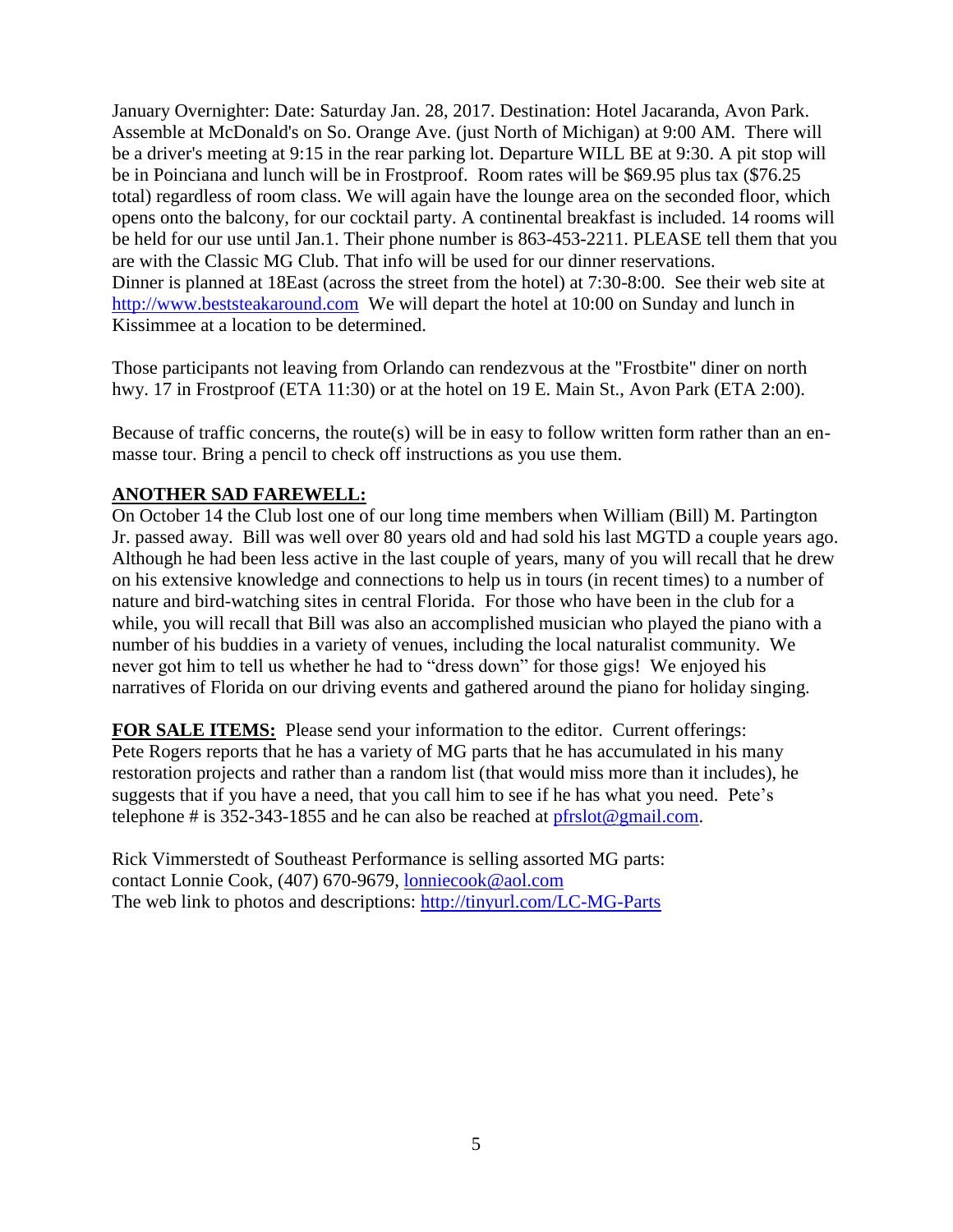January Overnighter: Date: Saturday Jan. 28, 2017. Destination: Hotel Jacaranda, Avon Park. Assemble at McDonald's on So. Orange Ave. (just North of Michigan) at 9:00 AM. There will be a driver's meeting at 9:15 in the rear parking lot. Departure WILL BE at 9:30. A pit stop will be in Poinciana and lunch will be in Frostproof. Room rates will be $69.95 plus tax ($76.25 total) regardless of room class. We will again have the lounge area on the seconded floor, which opens onto the balcony, for our cocktail party. A continental breakfast is included. 14 rooms will be held for our use until Jan.1. Their phone number is 863-453-2211. PLEASE tell them that you are with the Classic MG Club. That info will be used for our dinner reservations. Dinner is planned at 18East (across the street from the hotel) at 7:30-8:00. See their web site at http://www.beststeakaround.com We will depart the hotel at 10:00 on Sunday and lunch in Kissimmee at a location to be determined.

Those participants not leaving from Orlando can rendezvous at the "Frostbite" diner on north hwy. 17 in Frostproof (ETA 11:30) or at the hotel on 19 E. Main St., Avon Park (ETA 2:00).

Because of traffic concerns, the route(s) will be in easy to follow written form rather than an en-masse tour. Bring a pencil to check off instructions as you use them.

**ANOTHER SAD FAREWELL:**

On October 14 the Club lost one of our long time members when William (Bill) M. Partington Jr. passed away. Bill was well over 80 years old and had sold his last MGTD a couple years ago. Although he had been less active in the last couple of years, many of you will recall that he drew on his extensive knowledge and connections to help us in tours (in recent times) to a number of nature and bird-watching sites in central Florida. For those who have been in the club for a while, you will recall that Bill was also an accomplished musician who played the piano with a number of his buddies in a variety of venues, including the local naturalist community. We never got him to tell us whether he had to "dress down" for those gigs! We enjoyed his narratives of Florida on our driving events and gathered around the piano for holiday singing.

**FOR SALE ITEMS:** Please send your information to the editor. Current offerings:
Pete Rogers reports that he has a variety of MG parts that he has accumulated in his many restoration projects and rather than a random list (that would miss more than it includes), he suggests that if you have a need, that you call him to see if he has what you need. Pete's telephone # is 352-343-1855 and he can also be reached at pfrslot@gmail.com.

Rick Vimmerstedt of Southeast Performance is selling assorted MG parts:
contact Lonnie Cook, (407) 670-9679, lonniecook@aol.com
The web link to photos and descriptions: http://tinyurl.com/LC-MG-Parts